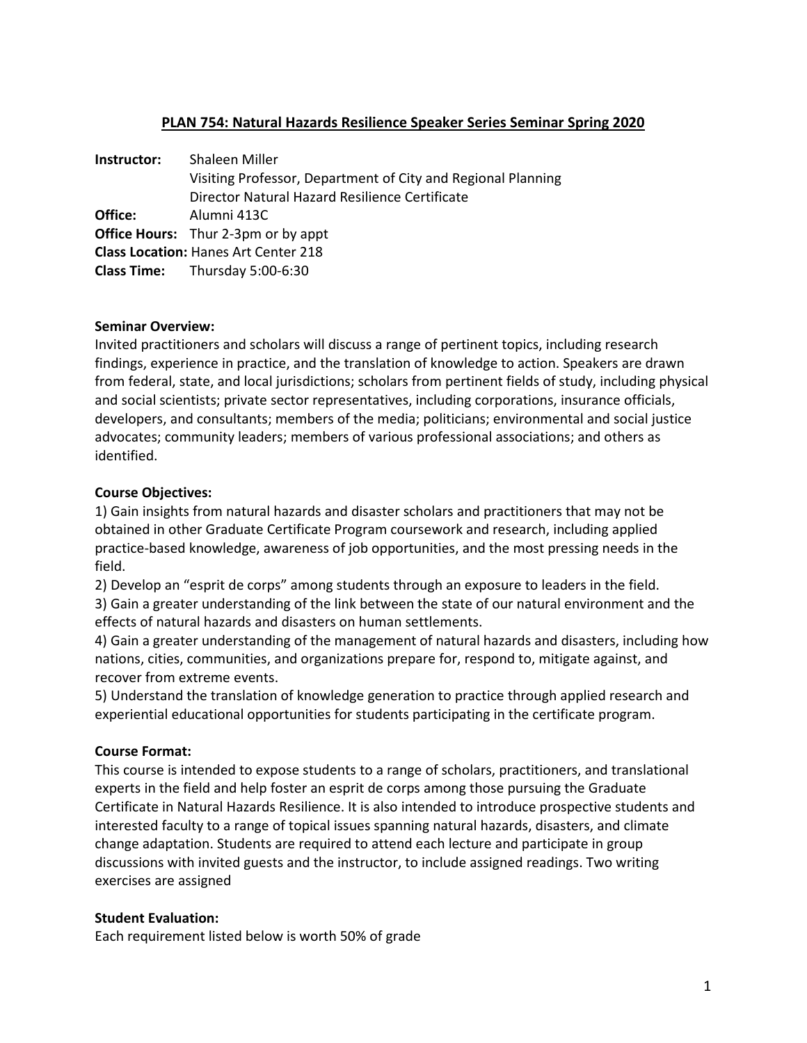# PLAN 754: Natural Hazards Resilience Speaker Series Seminar Spring 2020

**Instructor:** Shaleen Miller
Visiting Professor, Department of City and Regional Planning
Director Natural Hazard Resilience Certificate
**Office:** Alumni 413C
**Office Hours:** Thur 2-3pm or by appt
**Class Location:** Hanes Art Center 218
**Class Time:** Thursday 5:00-6:30

**Seminar Overview:**
Invited practitioners and scholars will discuss a range of pertinent topics, including research findings, experience in practice, and the translation of knowledge to action. Speakers are drawn from federal, state, and local jurisdictions; scholars from pertinent fields of study, including physical and social scientists; private sector representatives, including corporations, insurance officials, developers, and consultants; members of the media; politicians; environmental and social justice advocates; community leaders; members of various professional associations; and others as identified.

**Course Objectives:**
1) Gain insights from natural hazards and disaster scholars and practitioners that may not be obtained in other Graduate Certificate Program coursework and research, including applied practice-based knowledge, awareness of job opportunities, and the most pressing needs in the field.
2) Develop an "esprit de corps" among students through an exposure to leaders in the field.
3) Gain a greater understanding of the link between the state of our natural environment and the effects of natural hazards and disasters on human settlements.
4) Gain a greater understanding of the management of natural hazards and disasters, including how nations, cities, communities, and organizations prepare for, respond to, mitigate against, and recover from extreme events.
5) Understand the translation of knowledge generation to practice through applied research and experiential educational opportunities for students participating in the certificate program.

**Course Format:**
This course is intended to expose students to a range of scholars, practitioners, and translational experts in the field and help foster an esprit de corps among those pursuing the Graduate Certificate in Natural Hazards Resilience. It is also intended to introduce prospective students and interested faculty to a range of topical issues spanning natural hazards, disasters, and climate change adaptation. Students are required to attend each lecture and participate in group discussions with invited guests and the instructor, to include assigned readings. Two writing exercises are assigned

**Student Evaluation:**
Each requirement listed below is worth 50% of grade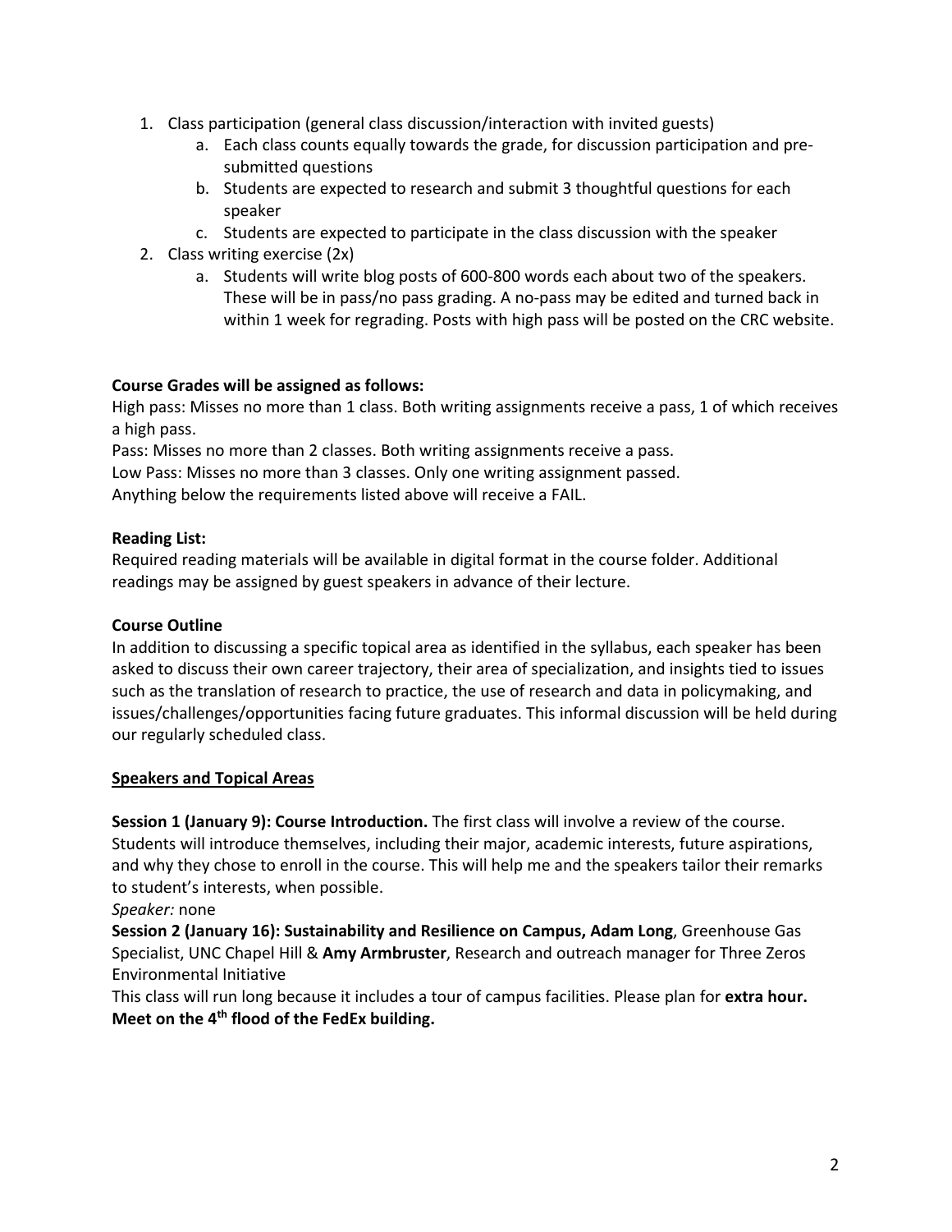1. Class participation (general class discussion/interaction with invited guests)
    a. Each class counts equally towards the grade, for discussion participation and pre-submitted questions
    b. Students are expected to research and submit 3 thoughtful questions for each speaker
    c. Students are expected to participate in the class discussion with the speaker
2. Class writing exercise (2x)
    a. Students will write blog posts of 600-800 words each about two of the speakers. These will be in pass/no pass grading. A no-pass may be edited and turned back in within 1 week for regrading. Posts with high pass will be posted on the CRC website.

**Course Grades will be assigned as follows:**

High pass: Misses no more than 1 class. Both writing assignments receive a pass, 1 of which receives a high pass.

Pass: Misses no more than 2 classes. Both writing assignments receive a pass.

Low Pass: Misses no more than 3 classes. Only one writing assignment passed.

Anything below the requirements listed above will receive a FAIL.

**Reading List:**

Required reading materials will be available in digital format in the course folder. Additional readings may be assigned by guest speakers in advance of their lecture.

**Course Outline**

In addition to discussing a specific topical area as identified in the syllabus, each speaker has been asked to discuss their own career trajectory, their area of specialization, and insights tied to issues such as the translation of research to practice, the use of research and data in policymaking, and issues/challenges/opportunities facing future graduates. This informal discussion will be held during our regularly scheduled class.

**Speakers and Topical Areas**

**Session 1 (January 9): Course Introduction.** The first class will involve a review of the course. Students will introduce themselves, including their major, academic interests, future aspirations, and why they chose to enroll in the course. This will help me and the speakers tailor their remarks to student's interests, when possible.

*Speaker:* none

**Session 2 (January 16): Sustainability and Resilience on Campus, Adam Long**, Greenhouse Gas Specialist, UNC Chapel Hill & **Amy Armbruster**, Research and outreach manager for Three Zeros Environmental Initiative

This class will run long because it includes a tour of campus facilities. Please plan for **extra hour. Meet on the 4th flood of the FedEx building.**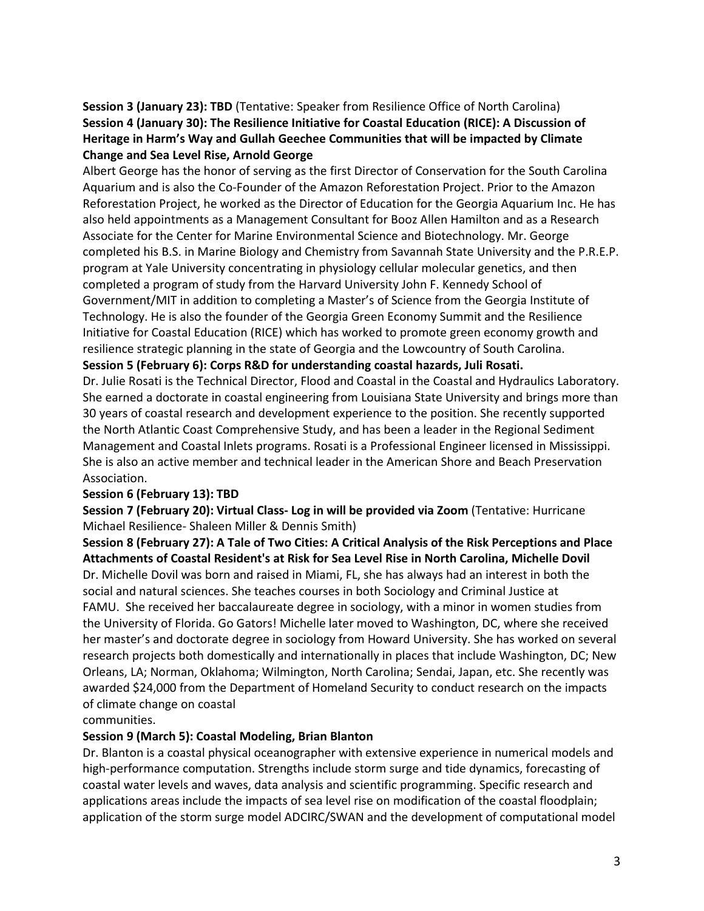**Session 3 (January 23): TBD** (Tentative: Speaker from Resilience Office of North Carolina)

**Session 4 (January 30): The Resilience Initiative for Coastal Education (RICE): A Discussion of Heritage in Harm's Way and Gullah Geechee Communities that will be impacted by Climate Change and Sea Level Rise, Arnold George**

Albert George has the honor of serving as the first Director of Conservation for the South Carolina Aquarium and is also the Co-Founder of the Amazon Reforestation Project. Prior to the Amazon Reforestation Project, he worked as the Director of Education for the Georgia Aquarium Inc. He has also held appointments as a Management Consultant for Booz Allen Hamilton and as a Research Associate for the Center for Marine Environmental Science and Biotechnology. Mr. George completed his B.S. in Marine Biology and Chemistry from Savannah State University and the P.R.E.P. program at Yale University concentrating in physiology cellular molecular genetics, and then completed a program of study from the Harvard University John F. Kennedy School of Government/MIT in addition to completing a Master's of Science from the Georgia Institute of Technology. He is also the founder of the Georgia Green Economy Summit and the Resilience Initiative for Coastal Education (RICE) which has worked to promote green economy growth and resilience strategic planning in the state of Georgia and the Lowcountry of South Carolina.

**Session 5 (February 6): Corps R&D for understanding coastal hazards, Juli Rosati.**

Dr. Julie Rosati is the Technical Director, Flood and Coastal in the Coastal and Hydraulics Laboratory. She earned a doctorate in coastal engineering from Louisiana State University and brings more than 30 years of coastal research and development experience to the position. She recently supported the North Atlantic Coast Comprehensive Study, and has been a leader in the Regional Sediment Management and Coastal Inlets programs. Rosati is a Professional Engineer licensed in Mississippi. She is also an active member and technical leader in the American Shore and Beach Preservation Association.

**Session 6 (February 13): TBD**

**Session 7 (February 20): Virtual Class- Log in will be provided via Zoom** (Tentative: Hurricane Michael Resilience- Shaleen Miller & Dennis Smith)

**Session 8 (February 27): A Tale of Two Cities: A Critical Analysis of the Risk Perceptions and Place Attachments of Coastal Resident's at Risk for Sea Level Rise in North Carolina, Michelle Dovil**

Dr. Michelle Dovil was born and raised in Miami, FL, she has always had an interest in both the social and natural sciences. She teaches courses in both Sociology and Criminal Justice at FAMU. She received her baccalaureate degree in sociology, with a minor in women studies from the University of Florida. Go Gators! Michelle later moved to Washington, DC, where she received her master's and doctorate degree in sociology from Howard University. She has worked on several research projects both domestically and internationally in places that include Washington, DC; New Orleans, LA; Norman, Oklahoma; Wilmington, North Carolina; Sendai, Japan, etc. She recently was awarded $24,000 from the Department of Homeland Security to conduct research on the impacts of climate change on coastal communities.

**Session 9 (March 5): Coastal Modeling, Brian Blanton**

Dr. Blanton is a coastal physical oceanographer with extensive experience in numerical models and high-performance computation. Strengths include storm surge and tide dynamics, forecasting of coastal water levels and waves, data analysis and scientific programming. Specific research and applications areas include the impacts of sea level rise on modification of the coastal floodplain; application of the storm surge model ADCIRC/SWAN and the development of computational model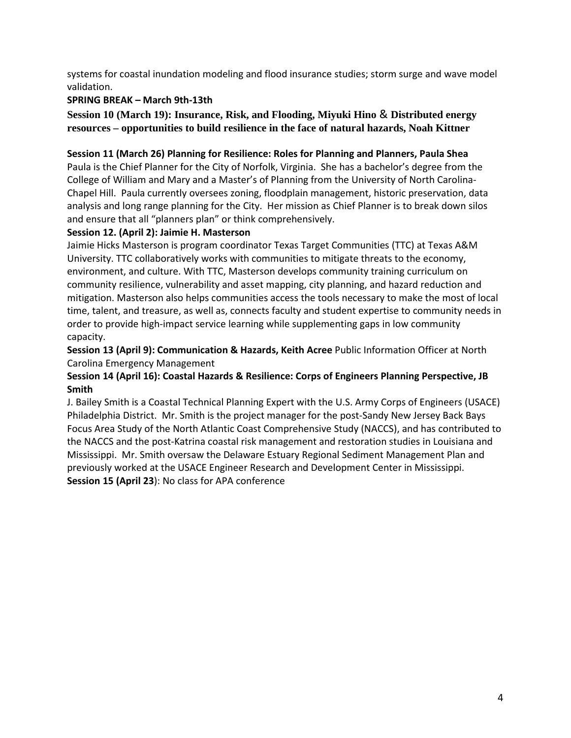systems for coastal inundation modeling and flood insurance studies; storm surge and wave model validation.

**SPRING BREAK – March 9th-13th**

**Session 10 (March 19): Insurance, Risk, and Flooding, Miyuki Hino & Distributed energy resources – opportunities to build resilience in the face of natural hazards, Noah Kittner**

**Session 11 (March 26) Planning for Resilience: Roles for Planning and Planners, Paula Shea**

Paula is the Chief Planner for the City of Norfolk, Virginia. She has a bachelor's degree from the College of William and Mary and a Master's of Planning from the University of North Carolina-Chapel Hill. Paula currently oversees zoning, floodplain management, historic preservation, data analysis and long range planning for the City. Her mission as Chief Planner is to break down silos and ensure that all "planners plan" or think comprehensively.

**Session 12. (April 2): Jaimie H. Masterson**

Jaimie Hicks Masterson is program coordinator Texas Target Communities (TTC) at Texas A&M University. TTC collaboratively works with communities to mitigate threats to the economy, environment, and culture. With TTC, Masterson develops community training curriculum on community resilience, vulnerability and asset mapping, city planning, and hazard reduction and mitigation. Masterson also helps communities access the tools necessary to make the most of local time, talent, and treasure, as well as, connects faculty and student expertise to community needs in order to provide high-impact service learning while supplementing gaps in low community capacity.

**Session 13 (April 9): Communication & Hazards, Keith Acree** Public Information Officer at North Carolina Emergency Management

**Session 14 (April 16): Coastal Hazards & Resilience: Corps of Engineers Planning Perspective, JB Smith**

J. Bailey Smith is a Coastal Technical Planning Expert with the U.S. Army Corps of Engineers (USACE) Philadelphia District. Mr. Smith is the project manager for the post-Sandy New Jersey Back Bays Focus Area Study of the North Atlantic Coast Comprehensive Study (NACCS), and has contributed to the NACCS and the post-Katrina coastal risk management and restoration studies in Louisiana and Mississippi. Mr. Smith oversaw the Delaware Estuary Regional Sediment Management Plan and previously worked at the USACE Engineer Research and Development Center in Mississippi.

**Session 15 (April 23)**: No class for APA conference